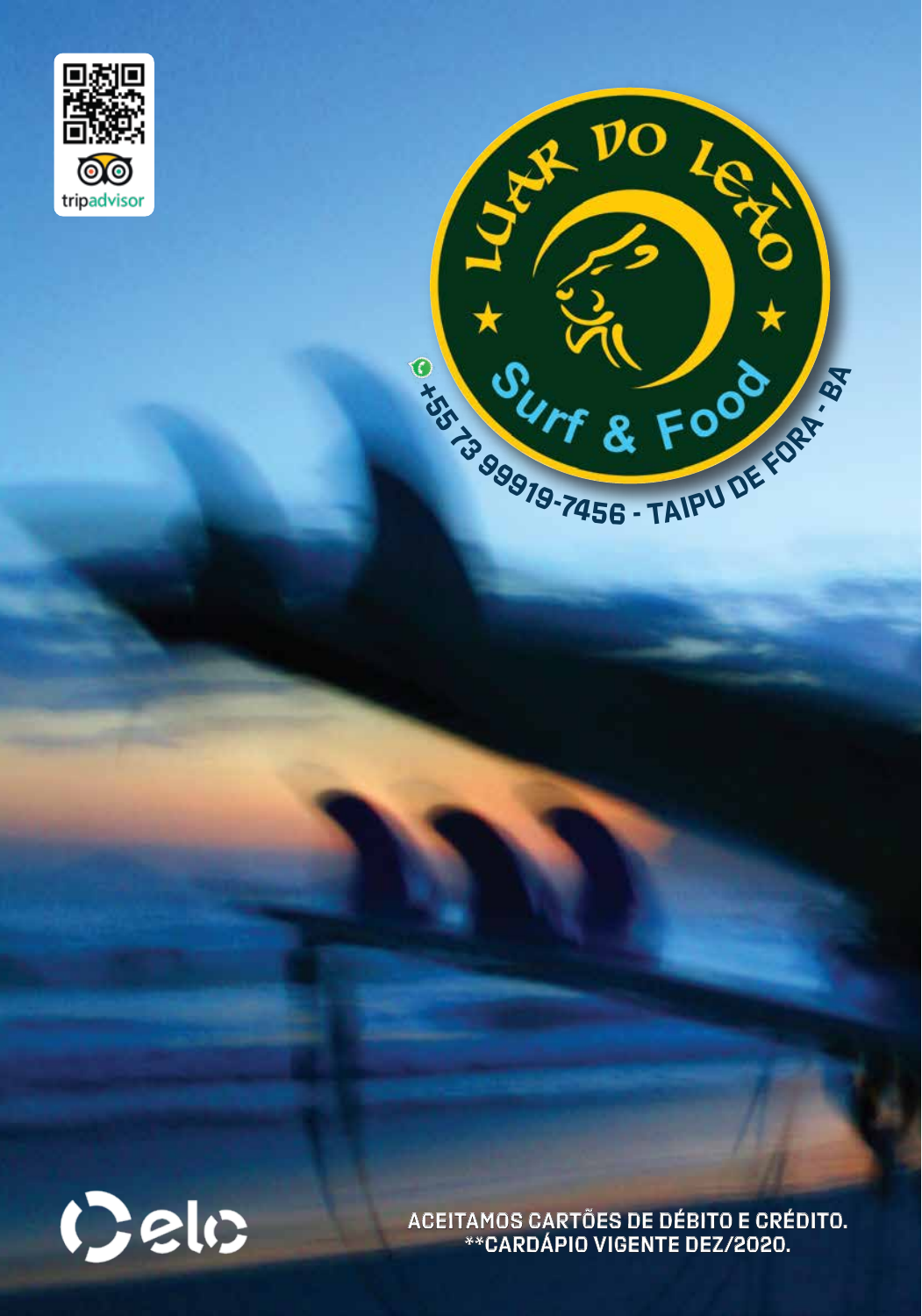tripadvisor

# LUAR DO LEÃO

Surf & Food

+55 73 99919-7456 - TAIPU DE FORA - BA

elo

ACEITAMOS CARTÕES DE DÉBITO E CRÉDITO.
**CARDÁPIO VIGENTE DEZ/2020.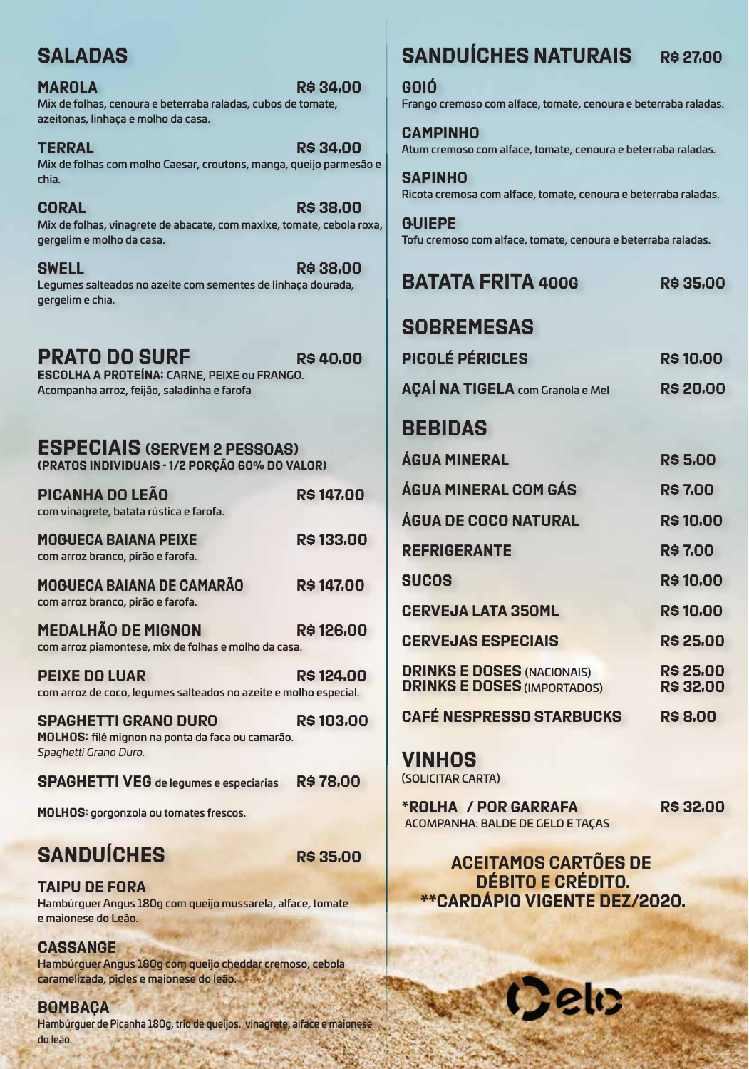## SALADAS

### MAROLA — R$ 34,00

Mix de folhas, cenoura e beterraba raladas, cubos de tomate, azeitonas, linhaça e molho da casa.

### TERRAL — R$ 34,00

Mix de folhas com molho Caesar, croutons, manga, queijo parmesão e chia.

### CORAL — R$ 38,00

Mix de folhas, vinagrete de abacate, com maxixe, tomate, cebola roxa, gergelim e molho da casa.

### SWELL — R$ 38,00

Legumes salteados no azeite com sementes de linhaça dourada, gergelim e chia.

## PRATO DO SURF — R$ 40,00

**ESCOLHA A PROTEÍNA:** CARNE, PEIXE ou FRANGO.
Acompanha arroz, feijão, saladinha e farofa

## ESPECIAIS (SERVEM 2 PESSOAS)

**(PRATOS INDIVIDUAIS - 1/2 PORÇÃO 60% DO VALOR)**

### PICANHA DO LEÃO — R$ 147,00

com vinagrete, batata rústica e farofa.

### MOQUECA BAIANA PEIXE — R$ 133,00

com arroz branco, pirão e farofa.

### MOQUECA BAIANA DE CAMARÃO — R$ 147,00

com arroz branco, pirão e farofa.

### MEDALHÃO DE MIGNON — R$ 126,00

com arroz piamontese, mix de folhas e molho da casa.

### PEIXE DO LUAR — R$ 124,00

com arroz de coco, legumes salteados no azeite e molho especial.

### SPAGHETTI GRANO DURO — R$ 103,00

**MOLHOS:** filé mignon na ponta da faca ou camarão.
*Spaghetti Grano Duro.*

### SPAGHETTI VEG de legumes e especiarias — R$ 78,00

**MOLHOS:** gorgonzola ou tomates frescos.

## SANDUÍCHES — R$ 35,00

### TAIPU DE FORA

Hambúrguer Angus 180g com queijo mussarela, alface, tomate e maionese do Leão.

### CASSANGE

Hambúrguer Angus 180g com queijo cheddar cremoso, cebola caramelizada, picles e maionese do leão.

### BOMBAÇA

Hambúrguer de Picanha 180g, trio de queijos, vinagrete, alface e maionese do leão.

## SANDUÍCHES NATURAIS — R$ 27,00

### GOIÓ

Frango cremoso com alface, tomate, cenoura e beterraba raladas.

### CAMPINHO

Atum cremoso com alface, tomate, cenoura e beterraba raladas.

### SAPINHO

Ricota cremosa com alface, tomate, cenoura e beterraba raladas.

### QUIEPE

Tofu cremoso com alface, tomate, cenoura e beterraba raladas.

## BATATA FRITA 400G — R$ 35,00

## SOBREMESAS

| Item | Preço |
| --- | --- |
| PICOLÉ PÉRICLES | R$ 10,00 |
| AÇAÍ NA TIGELA com Granola e Mel | R$ 20,00 |

## BEBIDAS

| Item | Preço |
| --- | --- |
| ÁGUA MINERAL | R$ 5,00 |
| ÁGUA MINERAL COM GÁS | R$ 7,00 |
| ÁGUA DE COCO NATURAL | R$ 10,00 |
| REFRIGERANTE | R$ 7,00 |
| SUCOS | R$ 10,00 |
| CERVEJA LATA 350ML | R$ 10,00 |
| CERVEJAS ESPECIAIS | R$ 25,00 |
| DRINKS E DOSES (NACIONAIS) | R$ 25,00 |
| DRINKS E DOSES (IMPORTADOS) | R$ 32,00 |
| CAFÉ NESPRESSO STARBUCKS | R$ 8,00 |

## VINHOS

(SOLICITAR CARTA)

**\*ROLHA / POR GARRAFA** — R$ 32,00
ACOMPANHA: BALDE DE GELO E TAÇAS

**ACEITAMOS CARTÕES DE DÉBITO E CRÉDITO.**
****CARDÁPIO VIGENTE DEZ/2020.**

elo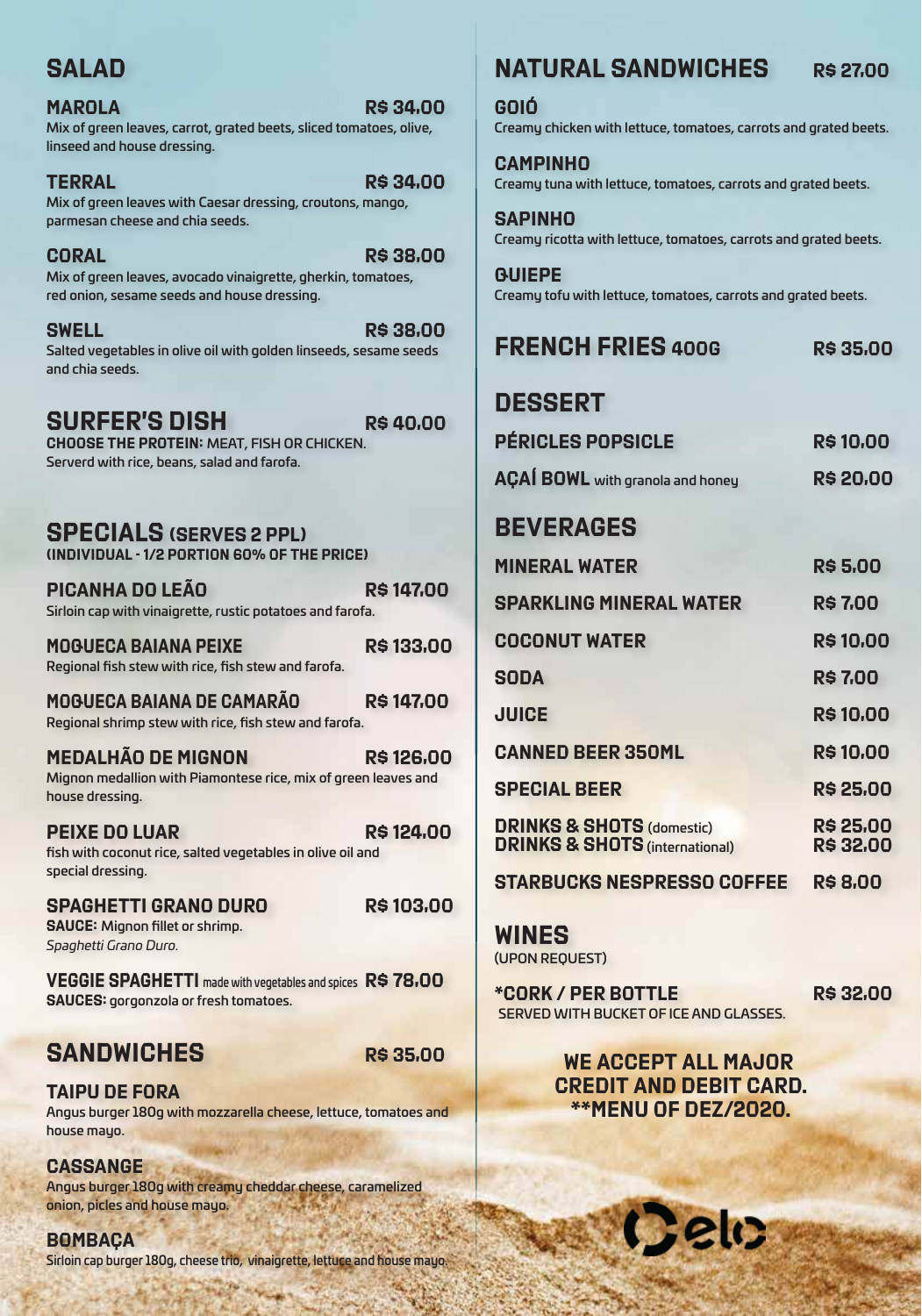## SALAD

**MAROLA** — R$ 34,00
Mix of green leaves, carrot, grated beets, sliced tomatoes, olive, linseed and house dressing.

**TERRAL** — R$ 34,00
Mix of green leaves with Caesar dressing, croutons, mango, parmesan cheese and chia seeds.

**CORAL** — R$ 38,00
Mix of green leaves, avocado vinaigrette, gherkin, tomatoes, red onion, sesame seeds and house dressing.

**SWELL** — R$ 38,00
Salted vegetables in olive oil with golden linseeds, sesame seeds and chia seeds.

## SURFER'S DISH — R$ 40,00

**CHOOSE THE PROTEIN:** MEAT, FISH OR CHICKEN.
Serverd with rice, beans, salad and farofa.

## SPECIALS (SERVES 2 PPL)

**(INDIVIDUAL - 1/2 PORTION 60% OF THE PRICE)**

**PICANHA DO LEÃO** — R$ 147,00
Sirloin cap with vinaigrette, rustic potatoes and farofa.

**MOQUECA BAIANA PEIXE** — R$ 133,00
Regional fish stew with rice, fish stew and farofa.

**MOQUECA BAIANA DE CAMARÃO** — R$ 147,00
Regional shrimp stew with rice, fish stew and farofa.

**MEDALHÃO DE MIGNON** — R$ 126,00
Mignon medallion with Piamontese rice, mix of green leaves and house dressing.

**PEIXE DO LUAR** — R$ 124,00
fish with coconut rice, salted vegetables in olive oil and special dressing.

**SPAGHETTI GRANO DURO** — R$ 103,00
**SAUCE:** Mignon fillet or shrimp.
*Spaghetti Grano Duro.*

**VEGGIE SPAGHETTI** made with vegetables and spices — R$ 78,00
**SAUCES:** gorgonzola or fresh tomatoes.

## SANDWICHES — R$ 35,00

**TAIPU DE FORA**
Angus burger 180g with mozzarella cheese, lettuce, tomatoes and house mayo.

**CASSANGE**
Angus burger 180g with creamy cheddar cheese, caramelized onion, picles and house mayo.

**BOMBAÇA**
Sirloin cap burger 180g, cheese trio, vinaigrette, lettuce and house mayo.

## NATURAL SANDWICHES — R$ 27,00

**GOIÓ**
Creamy chicken with lettuce, tomatoes, carrots and grated beets.

**CAMPINHO**
Creamy tuna with lettuce, tomatoes, carrots and grated beets.

**SAPINHO**
Creamy ricotta with lettuce, tomatoes, carrots and grated beets.

**QUIEPE**
Creamy tofu with lettuce, tomatoes, carrots and grated beets.

## FRENCH FRIES 400G — R$ 35,00

## DESSERT

| | |
|---|---|
| **PÉRICLES POPSICLE** | R$ 10,00 |
| **AÇAÍ BOWL** with granola and honey | R$ 20,00 |

## BEVERAGES

| | |
|---|---|
| **MINERAL WATER** | R$ 5,00 |
| **SPARKLING MINERAL WATER** | R$ 7,00 |
| **COCONUT WATER** | R$ 10,00 |
| **SODA** | R$ 7,00 |
| **JUICE** | R$ 10,00 |
| **CANNED BEER 350ML** | R$ 10,00 |
| **SPECIAL BEER** | R$ 25,00 |
| **DRINKS & SHOTS** (domestic) | R$ 25,00 |
| **DRINKS & SHOTS** (international) | R$ 32,00 |
| **STARBUCKS NESPRESSO COFFEE** | R$ 8,00 |

## WINES

(UPON REQUEST)

***CORK / PER BOTTLE** — R$ 32,00
SERVED WITH BUCKET OF ICE AND GLASSES.

**WE ACCEPT ALL MAJOR CREDIT AND DEBIT CARD.**
****MENU OF DEZ/2020.**

elo